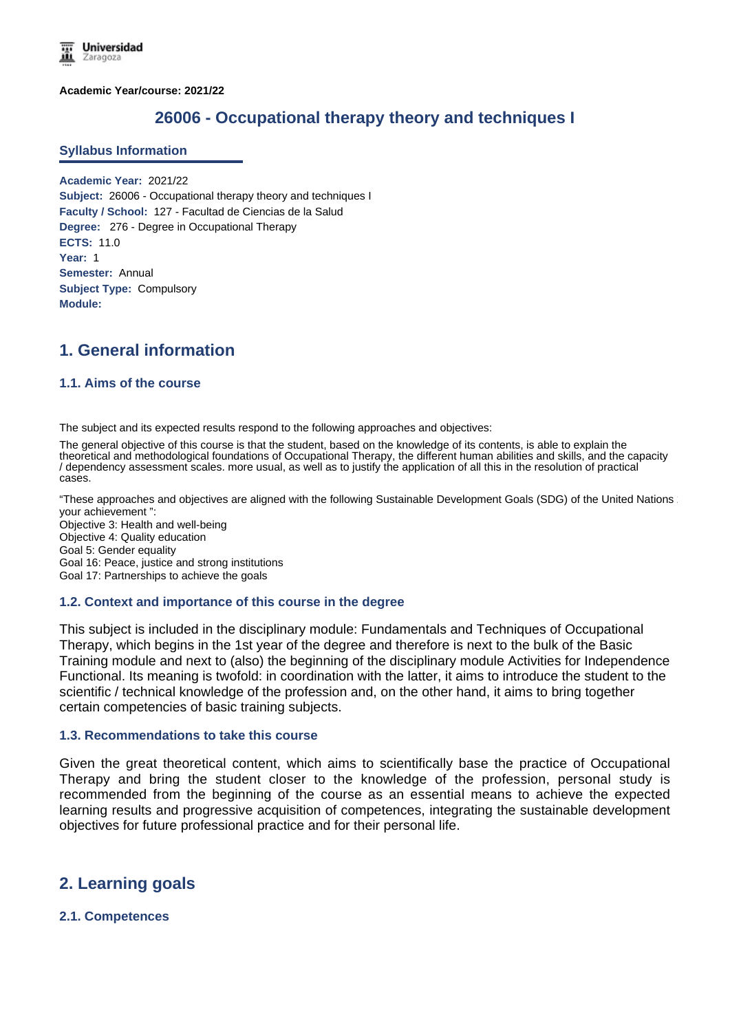Academic Year/course: 2021/22

# 26006 - Occupational therapy theory and techniques I

## Syllabus Information

**Academic Year:** 2021/22
**Subject:** 26006 - Occupational therapy theory and techniques I
**Faculty / School:** 127 - Facultad de Ciencias de la Salud
**Degree:** 276 - Degree in Occupational Therapy
**ECTS:** 11.0
**Year:** 1
**Semester:** Annual
**Subject Type:** Compulsory
**Module:**

## 1. General information

### 1.1. Aims of the course

The subject and its expected results respond to the following approaches and objectives:

The general objective of this course is that the student, based on the knowledge of its contents, is able to explain the theoretical and methodological foundations of Occupational Therapy, the different human abilities and skills, and the capacity / dependency assessment scales. more usual, as well as to justify the application of all this in the resolution of practical cases.

"These approaches and objectives are aligned with the following Sustainable Development Goals (SDG) of the United Nations your achievement ":
Objective 3: Health and well-being
Objective 4: Quality education
Goal 5: Gender equality
Goal 16: Peace, justice and strong institutions
Goal 17: Partnerships to achieve the goals

### 1.2. Context and importance of this course in the degree

This subject is included in the disciplinary module: Fundamentals and Techniques of Occupational Therapy, which begins in the 1st year of the degree and therefore is next to the bulk of the Basic Training module and next to (also) the beginning of the disciplinary module Activities for Independence Functional. Its meaning is twofold: in coordination with the latter, it aims to introduce the student to the scientific / technical knowledge of the profession and, on the other hand, it aims to bring together certain competencies of basic training subjects.

### 1.3. Recommendations to take this course

Given the great theoretical content, which aims to scientifically base the practice of Occupational Therapy and bring the student closer to the knowledge of the profession, personal study is recommended from the beginning of the course as an essential means to achieve the expected learning results and progressive acquisition of competences, integrating the sustainable development objectives for future professional practice and for their personal life.

## 2. Learning goals

### 2.1. Competences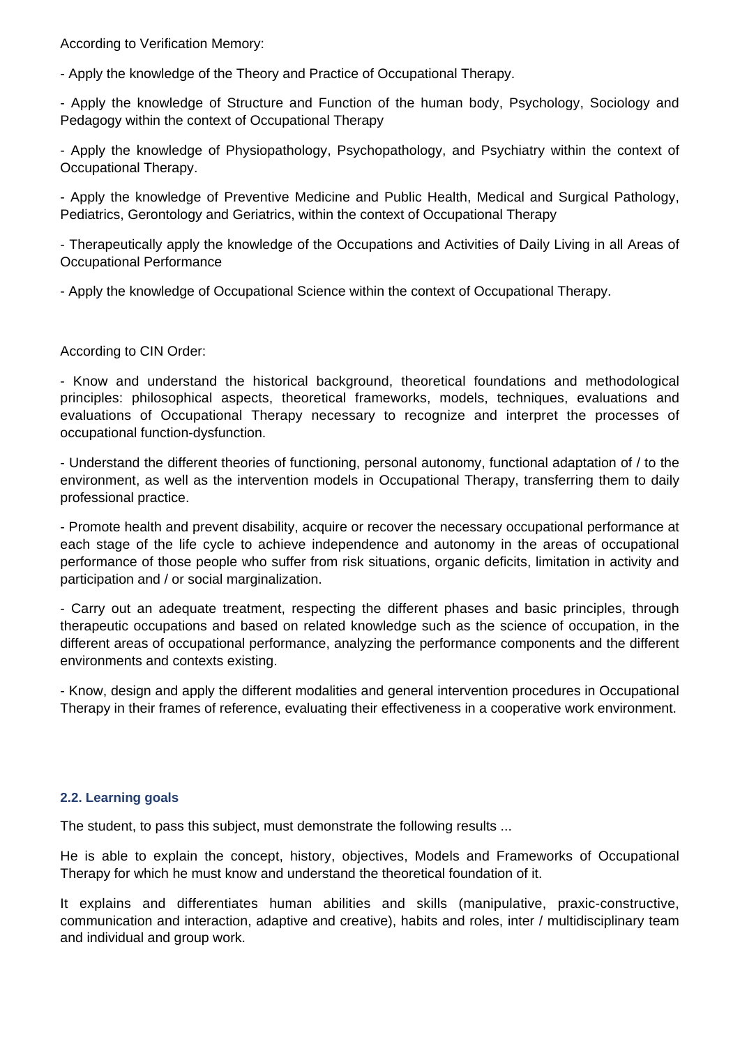According to Verification Memory:

- Apply the knowledge of the Theory and Practice of Occupational Therapy.

- Apply the knowledge of Structure and Function of the human body, Psychology, Sociology and Pedagogy within the context of Occupational Therapy

- Apply the knowledge of Physiopathology, Psychopathology, and Psychiatry within the context of Occupational Therapy.

- Apply the knowledge of Preventive Medicine and Public Health, Medical and Surgical Pathology, Pediatrics, Gerontology and Geriatrics, within the context of Occupational Therapy

- Therapeutically apply the knowledge of the Occupations and Activities of Daily Living in all Areas of Occupational Performance

- Apply the knowledge of Occupational Science within the context of Occupational Therapy.

According to CIN Order:

- Know and understand the historical background, theoretical foundations and methodological principles: philosophical aspects, theoretical frameworks, models, techniques, evaluations and evaluations of Occupational Therapy necessary to recognize and interpret the processes of occupational function-dysfunction.

- Understand the different theories of functioning, personal autonomy, functional adaptation of / to the environment, as well as the intervention models in Occupational Therapy, transferring them to daily professional practice.

- Promote health and prevent disability, acquire or recover the necessary occupational performance at each stage of the life cycle to achieve independence and autonomy in the areas of occupational performance of those people who suffer from risk situations, organic deficits, limitation in activity and participation and / or social marginalization.

- Carry out an adequate treatment, respecting the different phases and basic principles, through therapeutic occupations and based on related knowledge such as the science of occupation, in the different areas of occupational performance, analyzing the performance components and the different environments and contexts existing.

- Know, design and apply the different modalities and general intervention procedures in Occupational Therapy in their frames of reference, evaluating their effectiveness in a cooperative work environment.

### 2.2. Learning goals

The student, to pass this subject, must demonstrate the following results ...

He is able to explain the concept, history, objectives, Models and Frameworks of Occupational Therapy for which he must know and understand the theoretical foundation of it.

It explains and differentiates human abilities and skills (manipulative, praxic-constructive, communication and interaction, adaptive and creative), habits and roles, inter / multidisciplinary team and individual and group work.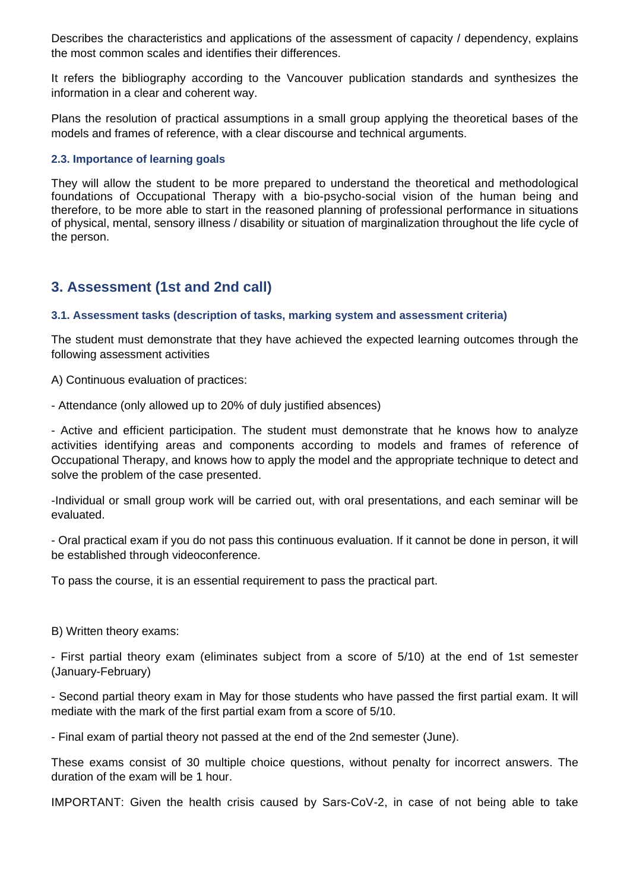Describes the characteristics and applications of the assessment of capacity / dependency, explains the most common scales and identifies their differences.

It refers the bibliography according to the Vancouver publication standards and synthesizes the information in a clear and coherent way.

Plans the resolution of practical assumptions in a small group applying the theoretical bases of the models and frames of reference, with a clear discourse and technical arguments.

### 2.3. Importance of learning goals

They will allow the student to be more prepared to understand the theoretical and methodological foundations of Occupational Therapy with a bio-psycho-social vision of the human being and therefore, to be more able to start in the reasoned planning of professional performance in situations of physical, mental, sensory illness / disability or situation of marginalization throughout the life cycle of the person.

## 3. Assessment (1st and 2nd call)

### 3.1. Assessment tasks (description of tasks, marking system and assessment criteria)

The student must demonstrate that they have achieved the expected learning outcomes through the following assessment activities

A) Continuous evaluation of practices:

- Attendance (only allowed up to 20% of duly justified absences)

- Active and efficient participation. The student must demonstrate that he knows how to analyze activities identifying areas and components according to models and frames of reference of Occupational Therapy, and knows how to apply the model and the appropriate technique to detect and solve the problem of the case presented.

-Individual or small group work will be carried out, with oral presentations, and each seminar will be evaluated.

- Oral practical exam if you do not pass this continuous evaluation. If it cannot be done in person, it will be established through videoconference.

To pass the course, it is an essential requirement to pass the practical part.

B) Written theory exams:

- First partial theory exam (eliminates subject from a score of 5/10) at the end of 1st semester (January-February)

- Second partial theory exam in May for those students who have passed the first partial exam. It will mediate with the mark of the first partial exam from a score of 5/10.

- Final exam of partial theory not passed at the end of the 2nd semester (June).

These exams consist of 30 multiple choice questions, without penalty for incorrect answers. The duration of the exam will be 1 hour.

IMPORTANT: Given the health crisis caused by Sars-CoV-2, in case of not being able to take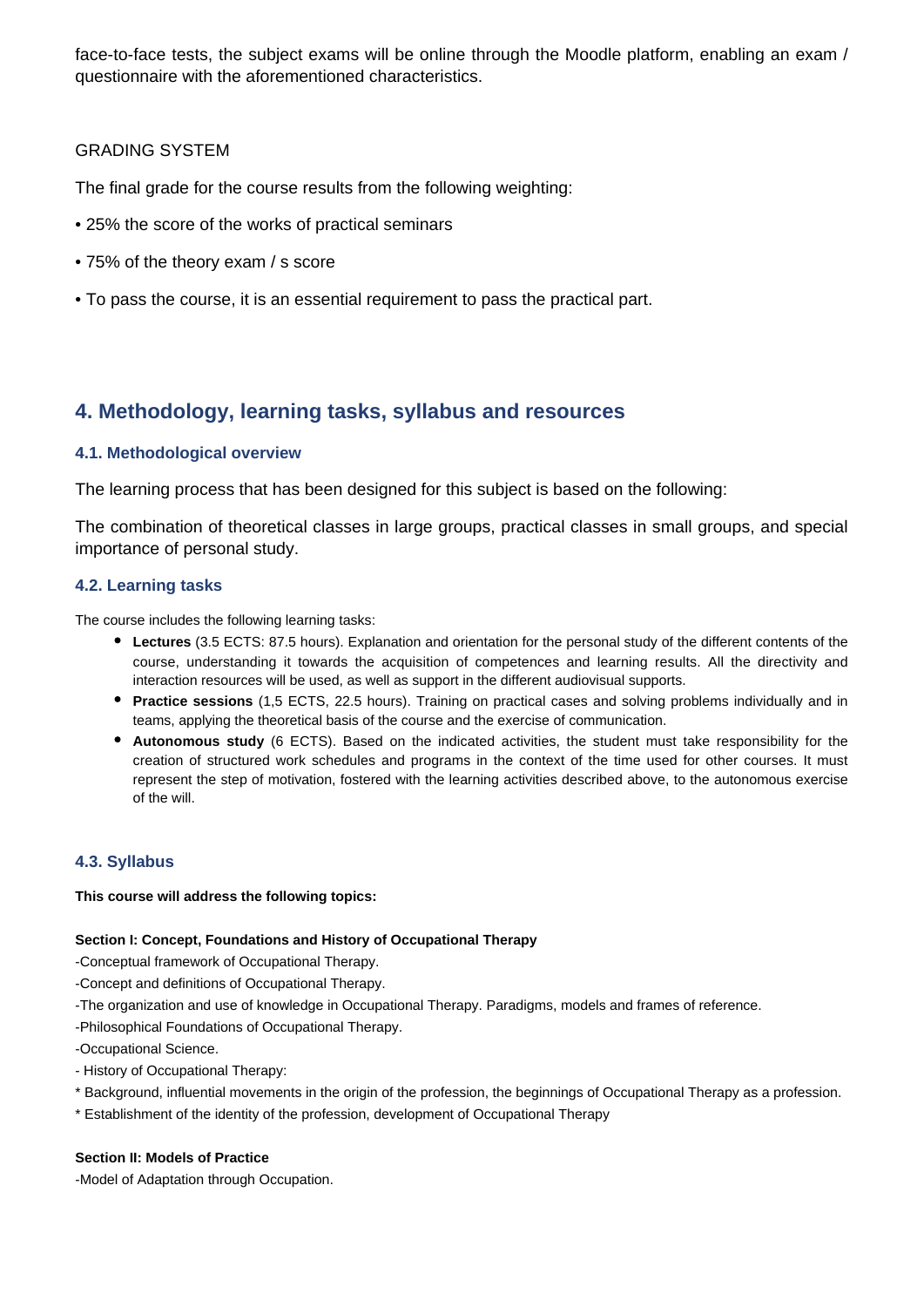face-to-face tests, the subject exams will be online through the Moodle platform, enabling an exam / questionnaire with the aforementioned characteristics.

GRADING SYSTEM

The final grade for the course results from the following weighting:

• 25% the score of the works of practical seminars

• 75% of the theory exam / s score

• To pass the course, it is an essential requirement to pass the practical part.

## 4. Methodology, learning tasks, syllabus and resources

### 4.1. Methodological overview

The learning process that has been designed for this subject is based on the following:

The combination of theoretical classes in large groups, practical classes in small groups, and special importance of personal study.

### 4.2. Learning tasks

The course includes the following learning tasks:

- **Lectures** (3.5 ECTS: 87.5 hours). Explanation and orientation for the personal study of the different contents of the course, understanding it towards the acquisition of competences and learning results. All the directivity and interaction resources will be used, as well as support in the different audiovisual supports.
- **Practice sessions** (1,5 ECTS, 22.5 hours). Training on practical cases and solving problems individually and in teams, applying the theoretical basis of the course and the exercise of communication.
- **Autonomous study** (6 ECTS). Based on the indicated activities, the student must take responsibility for the creation of structured work schedules and programs in the context of the time used for other courses. It must represent the step of motivation, fostered with the learning activities described above, to the autonomous exercise of the will.

### 4.3. Syllabus

**This course will address the following topics:**

**Section I: Concept, Foundations and History of Occupational Therapy**

-Conceptual framework of Occupational Therapy.

-Concept and definitions of Occupational Therapy.

-The organization and use of knowledge in Occupational Therapy. Paradigms, models and frames of reference.

-Philosophical Foundations of Occupational Therapy.

-Occupational Science.

- History of Occupational Therapy:

* Background, influential movements in the origin of the profession, the beginnings of Occupational Therapy as a profession.

* Establishment of the identity of the profession, development of Occupational Therapy

**Section II: Models of Practice**

-Model of Adaptation through Occupation.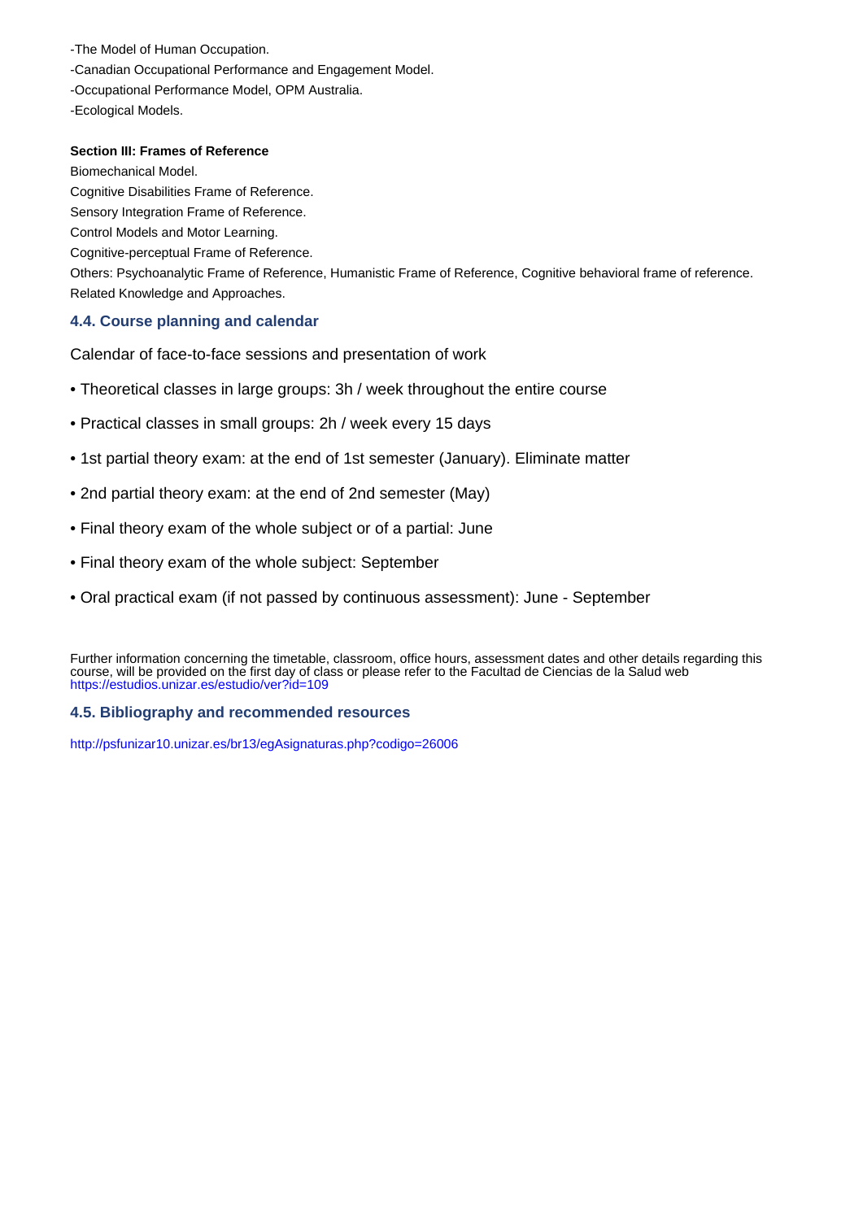-The Model of Human Occupation.

-Canadian Occupational Performance and Engagement Model.

-Occupational Performance Model, OPM Australia.

-Ecological Models.

**Section III: Frames of Reference**

Biomechanical Model.

Cognitive Disabilities Frame of Reference.

Sensory Integration Frame of Reference.

Control Models and Motor Learning.

Cognitive-perceptual Frame of Reference.

Others: Psychoanalytic Frame of Reference, Humanistic Frame of Reference, Cognitive behavioral frame of reference.

Related Knowledge and Approaches.

### 4.4. Course planning and calendar

Calendar of face-to-face sessions and presentation of work

- Theoretical classes in large groups: 3h / week throughout the entire course
- Practical classes in small groups: 2h / week every 15 days
- 1st partial theory exam: at the end of 1st semester (January). Eliminate matter
- 2nd partial theory exam: at the end of 2nd semester (May)
- Final theory exam of the whole subject or of a partial: June
- Final theory exam of the whole subject: September
- Oral practical exam (if not passed by continuous assessment): June - September

Further information concerning the timetable, classroom, office hours, assessment dates and other details regarding this course, will be provided on the first day of class or please refer to the Facultad de Ciencias de la Salud web https://estudios.unizar.es/estudio/ver?id=109

### 4.5. Bibliography and recommended resources

http://psfunizar10.unizar.es/br13/egAsignaturas.php?codigo=26006